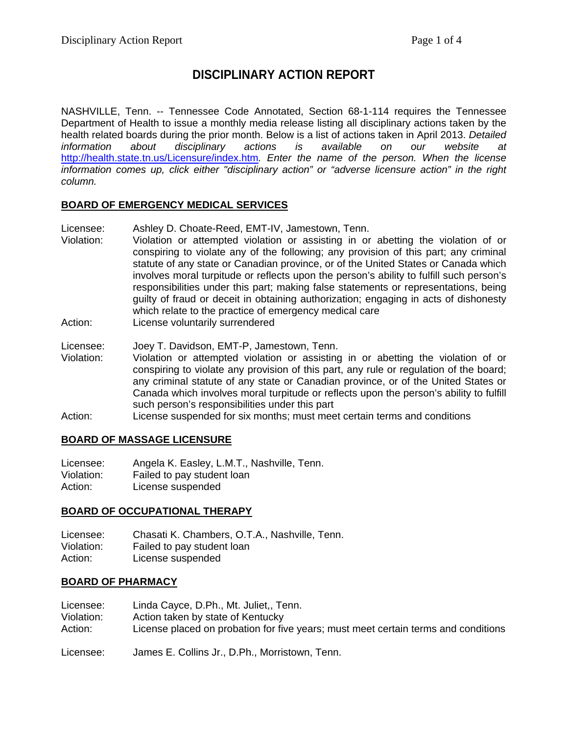# DISCIPLINARY ACTION REPORT

NASHVILLE, Tenn. -- Tennessee Code Annotated, Section 68-1-114 requires the Tennessee Department of Health to issue a monthly media release listing all disciplinary actions taken by the health related boards during the prior month. Below is a list of actions taken in April 2013. *Detailed information about disciplinary actions is available on our website at* http://health.state.tn.us/Licensure/index.htm*. Enter the name of the person. When the license information comes up, click either "disciplinary action" or "adverse licensure action" in the right column.*

## BOARD OF EMERGENCY MEDICAL SERVICES

Licensee: Ashley D. Choate-Reed, EMT-IV, Jamestown, Tenn.
Violation: Violation or attempted violation or assisting in or abetting the violation of or conspiring to violate any of the following; any provision of this part; any criminal statute of any state or Canadian province, or of the United States or Canada which involves moral turpitude or reflects upon the person's ability to fulfill such person's responsibilities under this part; making false statements or representations, being guilty of fraud or deceit in obtaining authorization; engaging in acts of dishonesty which relate to the practice of emergency medical care
Action: License voluntarily surrendered

Licensee: Joey T. Davidson, EMT-P, Jamestown, Tenn.
Violation: Violation or attempted violation or assisting in or abetting the violation of or conspiring to violate any provision of this part, any rule or regulation of the board; any criminal statute of any state or Canadian province, or of the United States or Canada which involves moral turpitude or reflects upon the person's ability to fulfill such person's responsibilities under this part
Action: License suspended for six months; must meet certain terms and conditions

## BOARD OF MASSAGE LICENSURE

Licensee: Angela K. Easley, L.M.T., Nashville, Tenn.
Violation: Failed to pay student loan
Action: License suspended

## BOARD OF OCCUPATIONAL THERAPY

Licensee: Chasati K. Chambers, O.T.A., Nashville, Tenn.
Violation: Failed to pay student loan
Action: License suspended

## BOARD OF PHARMACY

Licensee: Linda Cayce, D.Ph., Mt. Juliet,, Tenn.
Violation: Action taken by state of Kentucky
Action: License placed on probation for five years; must meet certain terms and conditions

Licensee: James E. Collins Jr., D.Ph., Morristown, Tenn.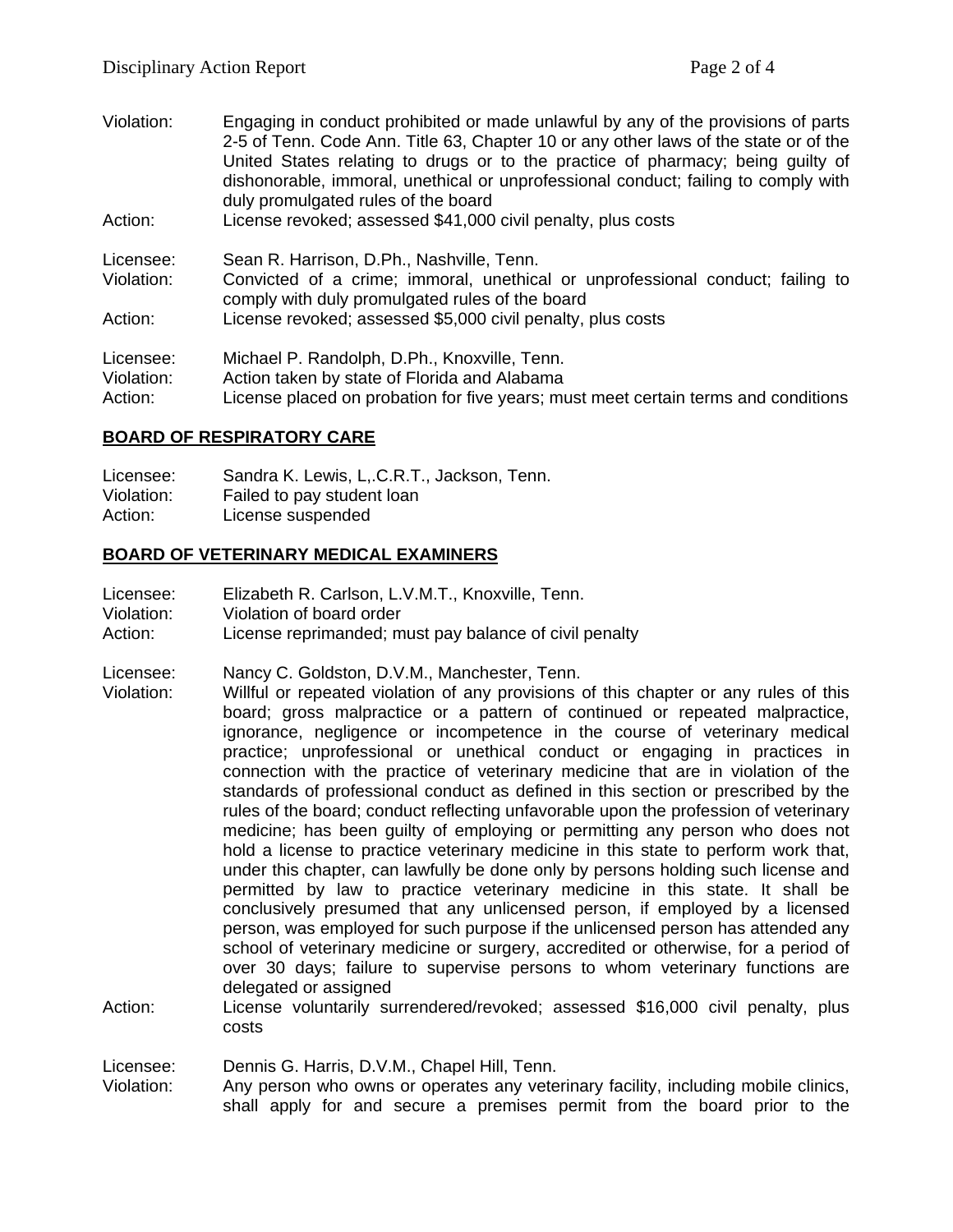Violation: Engaging in conduct prohibited or made unlawful by any of the provisions of parts 2-5 of Tenn. Code Ann. Title 63, Chapter 10 or any other laws of the state or of the United States relating to drugs or to the practice of pharmacy; being guilty of dishonorable, immoral, unethical or unprofessional conduct; failing to comply with duly promulgated rules of the board
Action: License revoked; assessed $41,000 civil penalty, plus costs

Licensee: Sean R. Harrison, D.Ph., Nashville, Tenn.
Violation: Convicted of a crime; immoral, unethical or unprofessional conduct; failing to comply with duly promulgated rules of the board
Action: License revoked; assessed $5,000 civil penalty, plus costs

Licensee: Michael P. Randolph, D.Ph., Knoxville, Tenn.
Violation: Action taken by state of Florida and Alabama
Action: License placed on probation for five years; must meet certain terms and conditions

## BOARD OF RESPIRATORY CARE

Licensee: Sandra K. Lewis, L,.C.R.T., Jackson, Tenn.
Violation: Failed to pay student loan
Action: License suspended

## BOARD OF VETERINARY MEDICAL EXAMINERS

Licensee: Elizabeth R. Carlson, L.V.M.T., Knoxville, Tenn.
Violation: Violation of board order
Action: License reprimanded; must pay balance of civil penalty

Licensee: Nancy C. Goldston, D.V.M., Manchester, Tenn.
Violation: Willful or repeated violation of any provisions of this chapter or any rules of this board; gross malpractice or a pattern of continued or repeated malpractice, ignorance, negligence or incompetence in the course of veterinary medical practice; unprofessional or unethical conduct or engaging in practices in connection with the practice of veterinary medicine that are in violation of the standards of professional conduct as defined in this section or prescribed by the rules of the board; conduct reflecting unfavorable upon the profession of veterinary medicine; has been guilty of employing or permitting any person who does not hold a license to practice veterinary medicine in this state to perform work that, under this chapter, can lawfully be done only by persons holding such license and permitted by law to practice veterinary medicine in this state. It shall be conclusively presumed that any unlicensed person, if employed by a licensed person, was employed for such purpose if the unlicensed person has attended any school of veterinary medicine or surgery, accredited or otherwise, for a period of over 30 days; failure to supervise persons to whom veterinary functions are delegated or assigned
Action: License voluntarily surrendered/revoked; assessed $16,000 civil penalty, plus costs

Licensee: Dennis G. Harris, D.V.M., Chapel Hill, Tenn.
Violation: Any person who owns or operates any veterinary facility, including mobile clinics, shall apply for and secure a premises permit from the board prior to the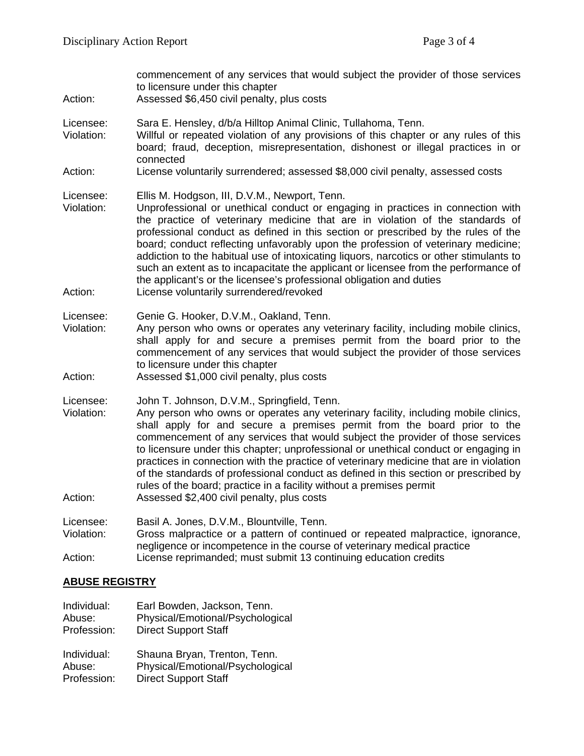commencement of any services that would subject the provider of those services to licensure under this chapter

Action: Assessed $6,450 civil penalty, plus costs

Licensee: Sara E. Hensley, d/b/a Hilltop Animal Clinic, Tullahoma, Tenn.

Violation: Willful or repeated violation of any provisions of this chapter or any rules of this board; fraud, deception, misrepresentation, dishonest or illegal practices in or connected

Action: License voluntarily surrendered; assessed $8,000 civil penalty, assessed costs

Licensee: Ellis M. Hodgson, III, D.V.M., Newport, Tenn.

Violation: Unprofessional or unethical conduct or engaging in practices in connection with the practice of veterinary medicine that are in violation of the standards of professional conduct as defined in this section or prescribed by the rules of the board; conduct reflecting unfavorably upon the profession of veterinary medicine; addiction to the habitual use of intoxicating liquors, narcotics or other stimulants to such an extent as to incapacitate the applicant or licensee from the performance of the applicant's or the licensee's professional obligation and duties

Action: License voluntarily surrendered/revoked

Licensee: Genie G. Hooker, D.V.M., Oakland, Tenn.

Violation: Any person who owns or operates any veterinary facility, including mobile clinics, shall apply for and secure a premises permit from the board prior to the commencement of any services that would subject the provider of those services to licensure under this chapter

Action: Assessed $1,000 civil penalty, plus costs

Licensee: John T. Johnson, D.V.M., Springfield, Tenn.

Violation: Any person who owns or operates any veterinary facility, including mobile clinics, shall apply for and secure a premises permit from the board prior to the commencement of any services that would subject the provider of those services to licensure under this chapter; unprofessional or unethical conduct or engaging in practices in connection with the practice of veterinary medicine that are in violation of the standards of professional conduct as defined in this section or prescribed by rules of the board; practice in a facility without a premises permit

Action: Assessed $2,400 civil penalty, plus costs

Licensee: Basil A. Jones, D.V.M., Blountville, Tenn.

Violation: Gross malpractice or a pattern of continued or repeated malpractice, ignorance, negligence or incompetence in the course of veterinary medical practice

Action: License reprimanded; must submit 13 continuing education credits

## ABUSE REGISTRY

Individual: Earl Bowden, Jackson, Tenn.
Abuse: Physical/Emotional/Psychological
Profession: Direct Support Staff

Individual: Shauna Bryan, Trenton, Tenn.
Abuse: Physical/Emotional/Psychological
Profession: Direct Support Staff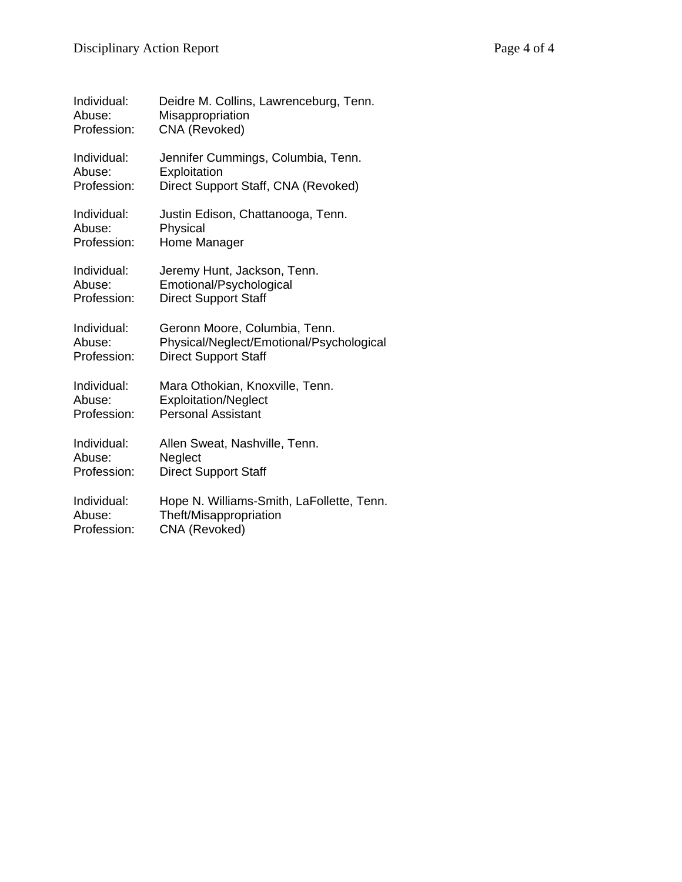Individual: Deidre M. Collins, Lawrenceburg, Tenn.
Abuse: Misappropriation
Profession: CNA (Revoked)

Individual: Jennifer Cummings, Columbia, Tenn.
Abuse: Exploitation
Profession: Direct Support Staff, CNA (Revoked)

Individual: Justin Edison, Chattanooga, Tenn.
Abuse: Physical
Profession: Home Manager

Individual: Jeremy Hunt, Jackson, Tenn.
Abuse: Emotional/Psychological
Profession: Direct Support Staff

Individual: Geronn Moore, Columbia, Tenn.
Abuse: Physical/Neglect/Emotional/Psychological
Profession: Direct Support Staff

Individual: Mara Othokian, Knoxville, Tenn.
Abuse: Exploitation/Neglect
Profession: Personal Assistant

Individual: Allen Sweat, Nashville, Tenn.
Abuse: Neglect
Profession: Direct Support Staff

Individual: Hope N. Williams-Smith, LaFollette, Tenn.
Abuse: Theft/Misappropriation
Profession: CNA (Revoked)